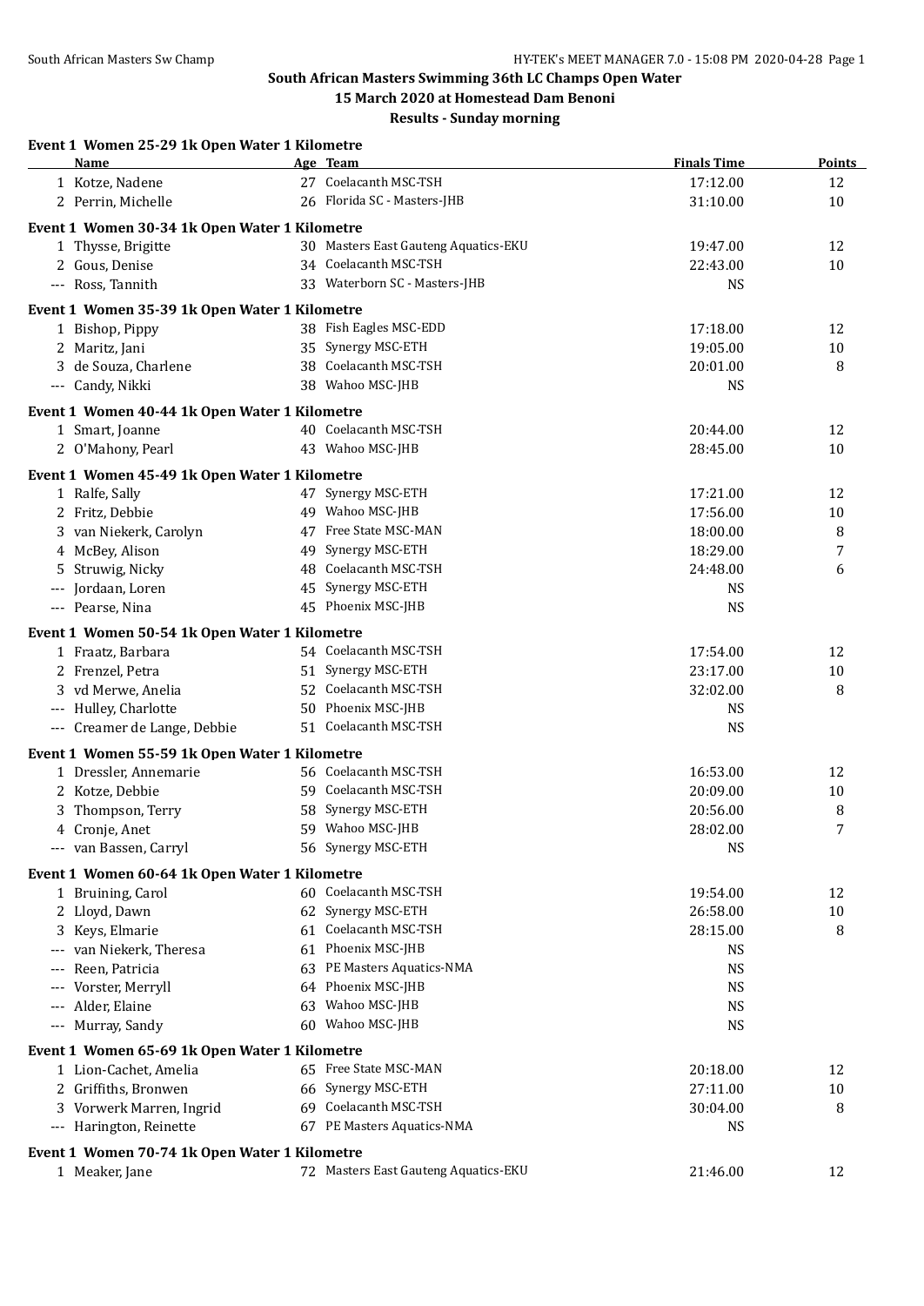## South African Masters Swimming 36th LC Champs Open Water

### 15 March 2020 at Homestead Dam Benoni

### Results - Sunday morning

**Event 1 Women 25-29 1k Open Water 1 Kilometre**

| | Name | Age | Team | Finals Time | Points |
|---|---|---|---|---|---|
| 1 | Kotze, Nadene | 27 | Coelacanth MSC-TSH | 17:12.00 | 12 |
| 2 | Perrin, Michelle | 26 | Florida SC - Masters-JHB | 31:10.00 | 10 |

**Event 1 Women 30-34 1k Open Water 1 Kilometre**

| | Name | Age | Team | Finals Time | Points |
|---|---|---|---|---|---|
| 1 | Thysse, Brigitte | 30 | Masters East Gauteng Aquatics-EKU | 19:47.00 | 12 |
| 2 | Gous, Denise | 34 | Coelacanth MSC-TSH | 22:43.00 | 10 |
| --- | Ross, Tannith | 33 | Waterborn SC - Masters-JHB | NS | |

**Event 1 Women 35-39 1k Open Water 1 Kilometre**

| | Name | Age | Team | Finals Time | Points |
|---|---|---|---|---|---|
| 1 | Bishop, Pippy | 38 | Fish Eagles MSC-EDD | 17:18.00 | 12 |
| 2 | Maritz, Jani | 35 | Synergy MSC-ETH | 19:05.00 | 10 |
| 3 | de Souza, Charlene | 38 | Coelacanth MSC-TSH | 20:01.00 | 8 |
| --- | Candy, Nikki | 38 | Wahoo MSC-JHB | NS | |

**Event 1 Women 40-44 1k Open Water 1 Kilometre**

| | Name | Age | Team | Finals Time | Points |
|---|---|---|---|---|---|
| 1 | Smart, Joanne | 40 | Coelacanth MSC-TSH | 20:44.00 | 12 |
| 2 | O'Mahony, Pearl | 43 | Wahoo MSC-JHB | 28:45.00 | 10 |

**Event 1 Women 45-49 1k Open Water 1 Kilometre**

| | Name | Age | Team | Finals Time | Points |
|---|---|---|---|---|---|
| 1 | Ralfe, Sally | 47 | Synergy MSC-ETH | 17:21.00 | 12 |
| 2 | Fritz, Debbie | 49 | Wahoo MSC-JHB | 17:56.00 | 10 |
| 3 | van Niekerk, Carolyn | 47 | Free State MSC-MAN | 18:00.00 | 8 |
| 4 | McBey, Alison | 49 | Synergy MSC-ETH | 18:29.00 | 7 |
| 5 | Struwig, Nicky | 48 | Coelacanth MSC-TSH | 24:48.00 | 6 |
| --- | Jordaan, Loren | 45 | Synergy MSC-ETH | NS | |
| --- | Pearse, Nina | 45 | Phoenix MSC-JHB | NS | |

**Event 1 Women 50-54 1k Open Water 1 Kilometre**

| | Name | Age | Team | Finals Time | Points |
|---|---|---|---|---|---|
| 1 | Fraatz, Barbara | 54 | Coelacanth MSC-TSH | 17:54.00 | 12 |
| 2 | Frenzel, Petra | 51 | Synergy MSC-ETH | 23:17.00 | 10 |
| 3 | vd Merwe, Anelia | 52 | Coelacanth MSC-TSH | 32:02.00 | 8 |
| --- | Hulley, Charlotte | 50 | Phoenix MSC-JHB | NS | |
| --- | Creamer de Lange, Debbie | 51 | Coelacanth MSC-TSH | NS | |

**Event 1 Women 55-59 1k Open Water 1 Kilometre**

| | Name | Age | Team | Finals Time | Points |
|---|---|---|---|---|---|
| 1 | Dressler, Annemarie | 56 | Coelacanth MSC-TSH | 16:53.00 | 12 |
| 2 | Kotze, Debbie | 59 | Coelacanth MSC-TSH | 20:09.00 | 10 |
| 3 | Thompson, Terry | 58 | Synergy MSC-ETH | 20:56.00 | 8 |
| 4 | Cronje, Anet | 59 | Wahoo MSC-JHB | 28:02.00 | 7 |
| --- | van Bassen, Carryl | 56 | Synergy MSC-ETH | NS | |

**Event 1 Women 60-64 1k Open Water 1 Kilometre**

| | Name | Age | Team | Finals Time | Points |
|---|---|---|---|---|---|
| 1 | Bruining, Carol | 60 | Coelacanth MSC-TSH | 19:54.00 | 12 |
| 2 | Lloyd, Dawn | 62 | Synergy MSC-ETH | 26:58.00 | 10 |
| 3 | Keys, Elmarie | 61 | Coelacanth MSC-TSH | 28:15.00 | 8 |
| --- | van Niekerk, Theresa | 61 | Phoenix MSC-JHB | NS | |
| --- | Reen, Patricia | 63 | PE Masters Aquatics-NMA | NS | |
| --- | Vorster, Merryll | 64 | Phoenix MSC-JHB | NS | |
| --- | Alder, Elaine | 63 | Wahoo MSC-JHB | NS | |
| --- | Murray, Sandy | 60 | Wahoo MSC-JHB | NS | |

**Event 1 Women 65-69 1k Open Water 1 Kilometre**

| | Name | Age | Team | Finals Time | Points |
|---|---|---|---|---|---|
| 1 | Lion-Cachet, Amelia | 65 | Free State MSC-MAN | 20:18.00 | 12 |
| 2 | Griffiths, Bronwen | 66 | Synergy MSC-ETH | 27:11.00 | 10 |
| 3 | Vorwerk Marren, Ingrid | 69 | Coelacanth MSC-TSH | 30:04.00 | 8 |
| --- | Harington, Reinette | 67 | PE Masters Aquatics-NMA | NS | |

**Event 1 Women 70-74 1k Open Water 1 Kilometre**

| | Name | Age | Team | Finals Time | Points |
|---|---|---|---|---|---|
| 1 | Meaker, Jane | 72 | Masters East Gauteng Aquatics-EKU | 21:46.00 | 12 |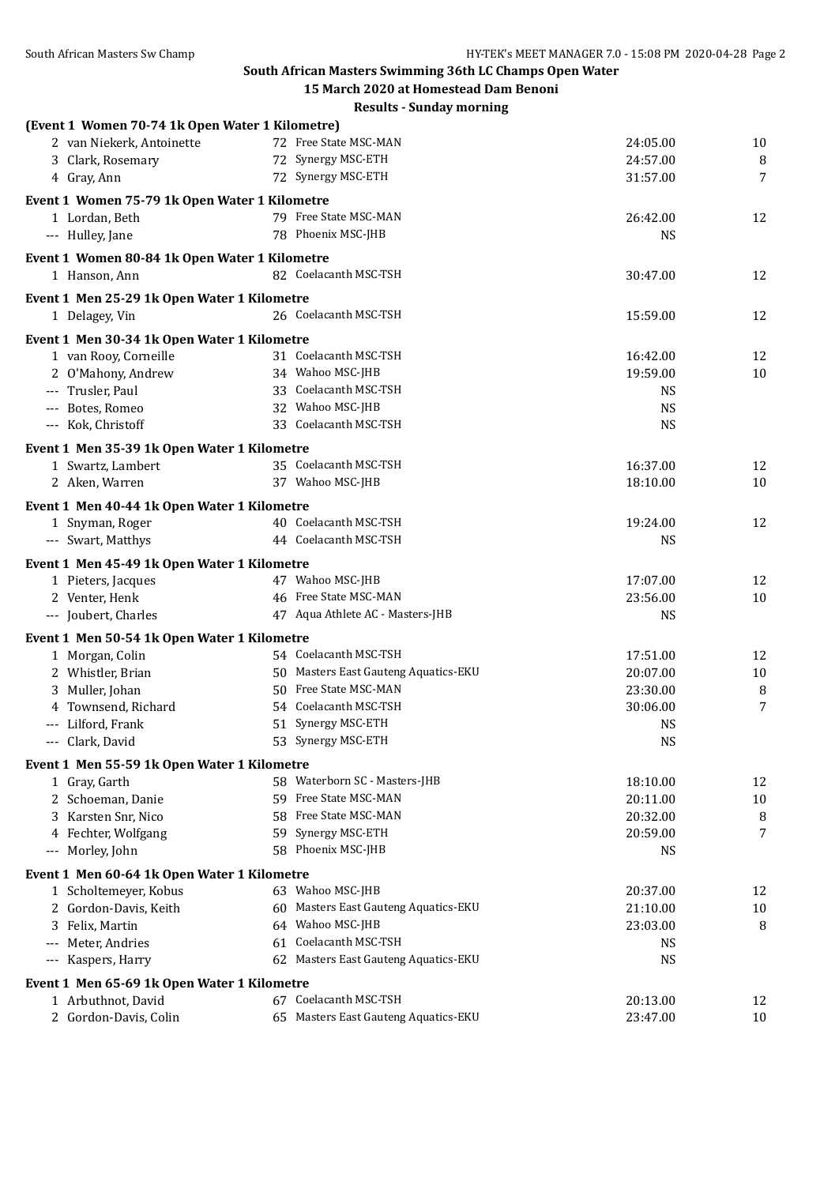## South African Masters Swimming 36th LC Champs Open Water

### 15 March 2020 at Homestead Dam Benoni

### Results - Sunday morning

**(Event 1 Women 70-74 1k Open Water 1 Kilometre)**

| Place | Name | Age | Team | Time | Points |
|---|---|---|---|---|---|
| 2 | van Niekerk, Antoinette | 72 | Free State MSC-MAN | 24:05.00 | 10 |
| 3 | Clark, Rosemary | 72 | Synergy MSC-ETH | 24:57.00 | 8 |
| 4 | Gray, Ann | 72 | Synergy MSC-ETH | 31:57.00 | 7 |

**Event 1 Women 75-79 1k Open Water 1 Kilometre**

| Place | Name | Age | Team | Time | Points |
|---|---|---|---|---|---|
| 1 | Lordan, Beth | 79 | Free State MSC-MAN | 26:42.00 | 12 |
| --- | Hulley, Jane | 78 | Phoenix MSC-JHB | NS | |

**Event 1 Women 80-84 1k Open Water 1 Kilometre**

| Place | Name | Age | Team | Time | Points |
|---|---|---|---|---|---|
| 1 | Hanson, Ann | 82 | Coelacanth MSC-TSH | 30:47.00 | 12 |

**Event 1 Men 25-29 1k Open Water 1 Kilometre**

| Place | Name | Age | Team | Time | Points |
|---|---|---|---|---|---|
| 1 | Delagey, Vin | 26 | Coelacanth MSC-TSH | 15:59.00 | 12 |

**Event 1 Men 30-34 1k Open Water 1 Kilometre**

| Place | Name | Age | Team | Time | Points |
|---|---|---|---|---|---|
| 1 | van Rooy, Corneille | 31 | Coelacanth MSC-TSH | 16:42.00 | 12 |
| 2 | O'Mahony, Andrew | 34 | Wahoo MSC-JHB | 19:59.00 | 10 |
| --- | Trusler, Paul | 33 | Coelacanth MSC-TSH | NS | |
| --- | Botes, Romeo | 32 | Wahoo MSC-JHB | NS | |
| --- | Kok, Christoff | 33 | Coelacanth MSC-TSH | NS | |

**Event 1 Men 35-39 1k Open Water 1 Kilometre**

| Place | Name | Age | Team | Time | Points |
|---|---|---|---|---|---|
| 1 | Swartz, Lambert | 35 | Coelacanth MSC-TSH | 16:37.00 | 12 |
| 2 | Aken, Warren | 37 | Wahoo MSC-JHB | 18:10.00 | 10 |

**Event 1 Men 40-44 1k Open Water 1 Kilometre**

| Place | Name | Age | Team | Time | Points |
|---|---|---|---|---|---|
| 1 | Snyman, Roger | 40 | Coelacanth MSC-TSH | 19:24.00 | 12 |
| --- | Swart, Matthys | 44 | Coelacanth MSC-TSH | NS | |

**Event 1 Men 45-49 1k Open Water 1 Kilometre**

| Place | Name | Age | Team | Time | Points |
|---|---|---|---|---|---|
| 1 | Pieters, Jacques | 47 | Wahoo MSC-JHB | 17:07.00 | 12 |
| 2 | Venter, Henk | 46 | Free State MSC-MAN | 23:56.00 | 10 |
| --- | Joubert, Charles | 47 | Aqua Athlete AC - Masters-JHB | NS | |

**Event 1 Men 50-54 1k Open Water 1 Kilometre**

| Place | Name | Age | Team | Time | Points |
|---|---|---|---|---|---|
| 1 | Morgan, Colin | 54 | Coelacanth MSC-TSH | 17:51.00 | 12 |
| 2 | Whistler, Brian | 50 | Masters East Gauteng Aquatics-EKU | 20:07.00 | 10 |
| 3 | Muller, Johan | 50 | Free State MSC-MAN | 23:30.00 | 8 |
| 4 | Townsend, Richard | 54 | Coelacanth MSC-TSH | 30:06.00 | 7 |
| --- | Lilford, Frank | 51 | Synergy MSC-ETH | NS | |
| --- | Clark, David | 53 | Synergy MSC-ETH | NS | |

**Event 1 Men 55-59 1k Open Water 1 Kilometre**

| Place | Name | Age | Team | Time | Points |
|---|---|---|---|---|---|
| 1 | Gray, Garth | 58 | Waterborn SC - Masters-JHB | 18:10.00 | 12 |
| 2 | Schoeman, Danie | 59 | Free State MSC-MAN | 20:11.00 | 10 |
| 3 | Karsten Snr, Nico | 58 | Free State MSC-MAN | 20:32.00 | 8 |
| 4 | Fechter, Wolfgang | 59 | Synergy MSC-ETH | 20:59.00 | 7 |
| --- | Morley, John | 58 | Phoenix MSC-JHB | NS | |

**Event 1 Men 60-64 1k Open Water 1 Kilometre**

| Place | Name | Age | Team | Time | Points |
|---|---|---|---|---|---|
| 1 | Scholtemeyer, Kobus | 63 | Wahoo MSC-JHB | 20:37.00 | 12 |
| 2 | Gordon-Davis, Keith | 60 | Masters East Gauteng Aquatics-EKU | 21:10.00 | 10 |
| 3 | Felix, Martin | 64 | Wahoo MSC-JHB | 23:03.00 | 8 |
| --- | Meter, Andries | 61 | Coelacanth MSC-TSH | NS | |
| --- | Kaspers, Harry | 62 | Masters East Gauteng Aquatics-EKU | NS | |

**Event 1 Men 65-69 1k Open Water 1 Kilometre**

| Place | Name | Age | Team | Time | Points |
|---|---|---|---|---|---|
| 1 | Arbuthnot, David | 67 | Coelacanth MSC-TSH | 20:13.00 | 12 |
| 2 | Gordon-Davis, Colin | 65 | Masters East Gauteng Aquatics-EKU | 23:47.00 | 10 |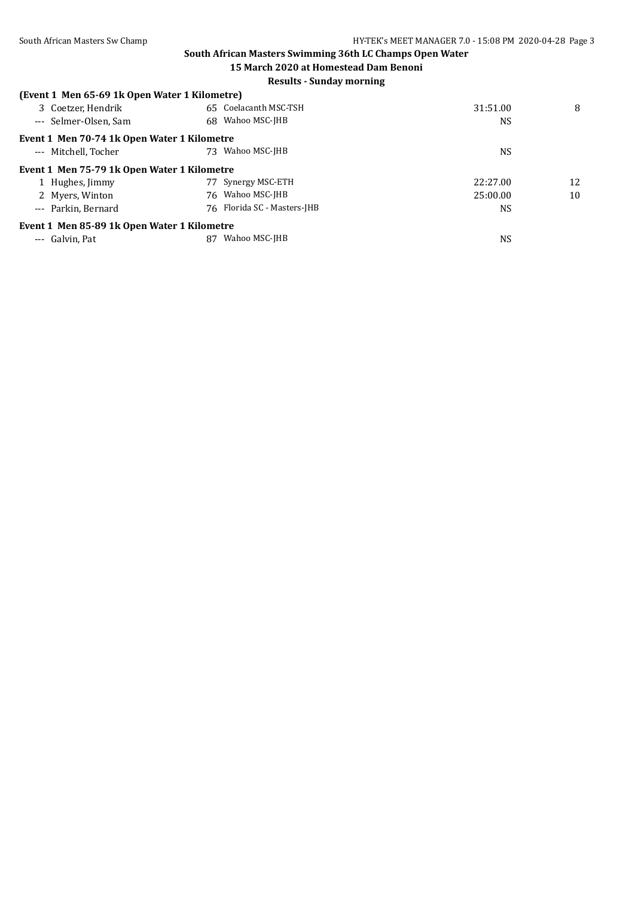## South African Masters Swimming 36th LC Champs Open Water

### 15 March 2020 at Homestead Dam Benoni

### Results - Sunday morning

**(Event 1 Men 65-69 1k Open Water 1 Kilometre)**

| | | | | | |
|---|---|---|---|---|---|
| 3 | Coetzer, Hendrik | 65 | Coelacanth MSC-TSH | 31:51.00 | 8 |
| --- | Selmer-Olsen, Sam | 68 | Wahoo MSC-JHB | NS | |

**Event 1 Men 70-74 1k Open Water 1 Kilometre**

| | | | | | |
|---|---|---|---|---|---|
| --- | Mitchell, Tocher | 73 | Wahoo MSC-JHB | NS | |

**Event 1 Men 75-79 1k Open Water 1 Kilometre**

| | | | | | |
|---|---|---|---|---|---|
| 1 | Hughes, Jimmy | 77 | Synergy MSC-ETH | 22:27.00 | 12 |
| 2 | Myers, Winton | 76 | Wahoo MSC-JHB | 25:00.00 | 10 |
| --- | Parkin, Bernard | 76 | Florida SC - Masters-JHB | NS | |

**Event 1 Men 85-89 1k Open Water 1 Kilometre**

| | | | | | |
|---|---|---|---|---|---|
| --- | Galvin, Pat | 87 | Wahoo MSC-JHB | NS | |